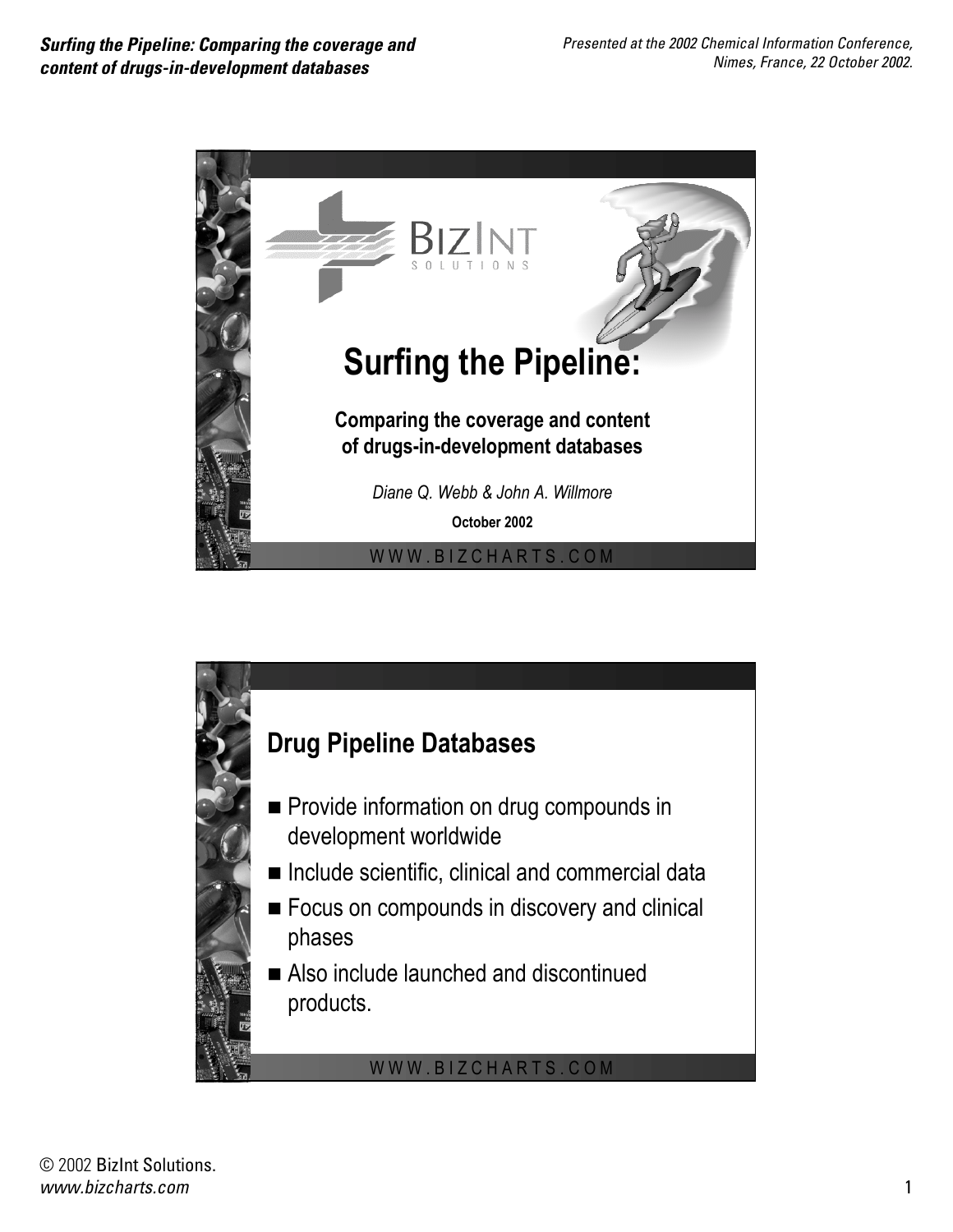# Surfing the Pipeline:

**Comparing the coverage and content of drugs-in-development databases**

*Diane Q. Webb & John A. Willmore*

**October 2002**

WWW.BIZCHARTS.COM

## Drug Pipeline Databases

- Provide information on drug compounds in development worldwide
- Include scientific, clinical and commercial data
- Focus on compounds in discovery and clinical phases
- Also include launched and discontinued products.

WWW.BIZCHARTS.COM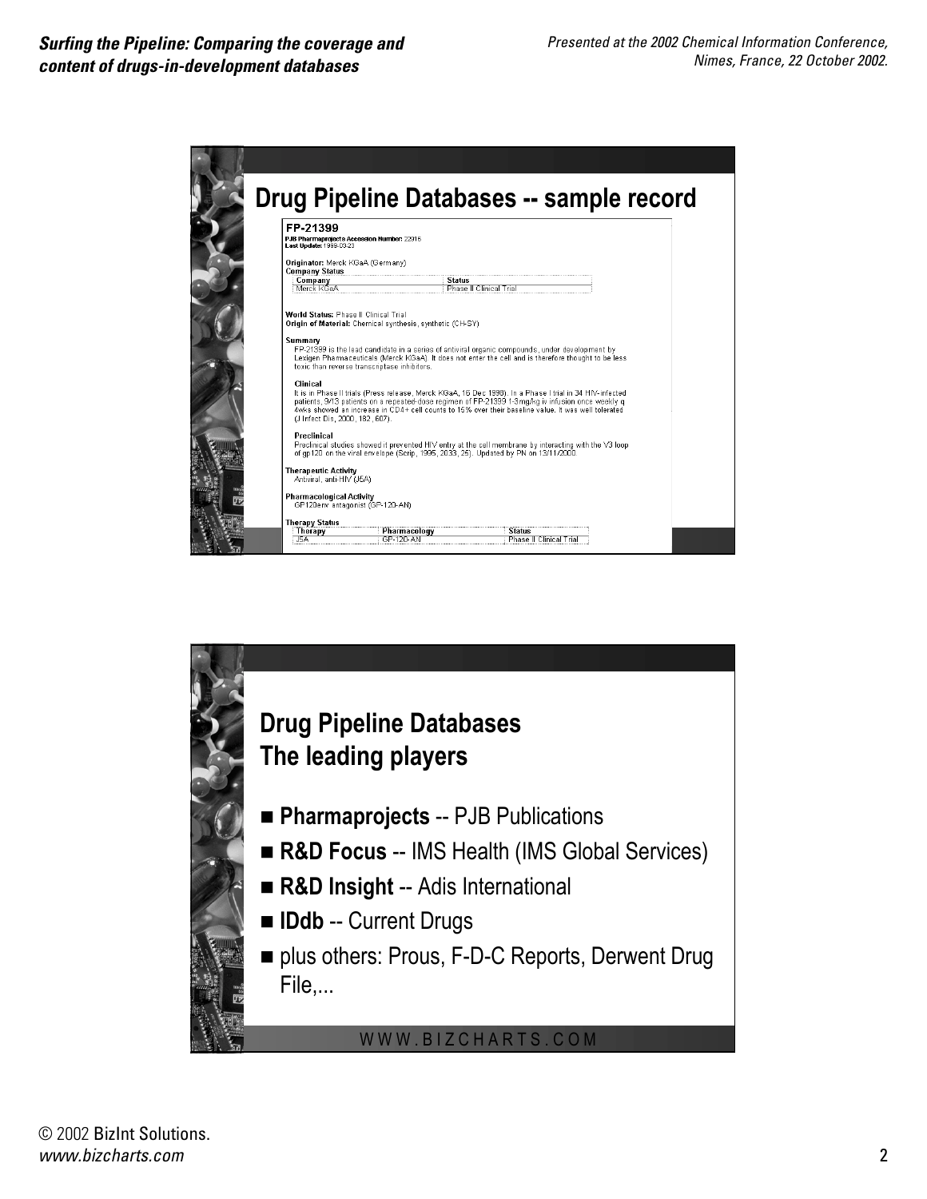## Drug Pipeline Databases -- sample record

**FP-21399**

**PJB Pharmaprojects Accession Number:** 22916
**Last Update:** 1999-03-23

**Originator:** Merck KGaA (Germany)
**Company Status**

| Company | Status |
| --- | --- |
| Merck KGaA | Phase II Clinical Trial |

**World Status:** Phase II Clinical Trial
**Origin of Material:** Chemical synthesis, synthetic (CH-SY)

**Summary**
FP-21399 is the lead candidate in a series of antiviral organic compounds, under development by Lexigen Pharmaceuticals (Merck KGaA). It does not enter the cell and is therefore thought to be less toxic than reverse transcriptase inhibitors.

**Clinical**
It is in Phase II trials (Press release, Merck KGaA, 16 Dec 1998). In a Phase I trial in 34 HIV-infected patients, 9/13 patients on a repeated-dose regimen of FP-21399 1-3mg/kg iv infusion once weekly q 4wks showed an increase in CD4+ cell counts to 15% over their baseline value. It was well tolerated (J Infect Dis, 2000, 182, 607).

**Preclinical**
Preclinical studies showed it prevented HIV entry at the cell membrane by interacting with the V3 loop of gp120 on the viral envelope (Scrip, 1995, 2033, 25). Updated by PN on 13/11/2000.

**Therapeutic Activity**
Antiviral, anti-HIV (J5A)

**Pharmacological Activity**
GP120env antagonist (GP-120-AN)

**Therapy Status**

| Therapy | Pharmacology | Status |
| --- | --- | --- |
| J5A | GP-120-AN | Phase II Clinical Trial |

## Drug Pipeline Databases
## The leading players

- **Pharmaprojects** -- PJB Publications
- **R&D Focus** -- IMS Health (IMS Global Services)
- **R&D Insight** -- Adis International
- **IDdb** -- Current Drugs
- plus others: Prous, F-D-C Reports, Derwent Drug File,...

WWW.BIZCHARTS.COM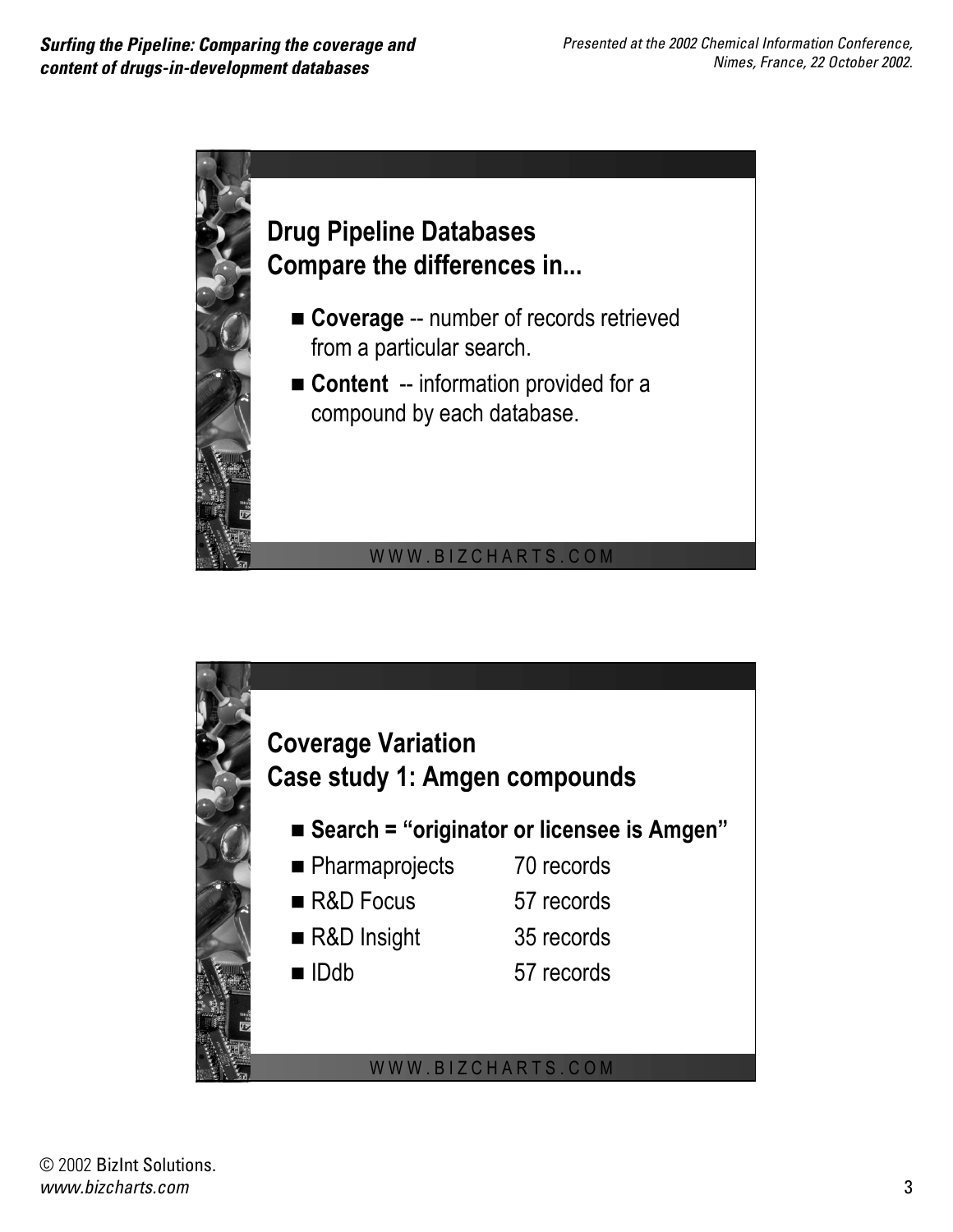## Drug Pipeline Databases
## Compare the differences in...

- **Coverage** -- number of records retrieved from a particular search.
- **Content** -- information provided for a compound by each database.

WWW.BIZCHARTS.COM

## Coverage Variation
## Case study 1: Amgen compounds

- **Search = "originator or licensee is Amgen"**
- Pharmaprojects 70 records
- R&D Focus 57 records
- R&D Insight 35 records
- IDdb 57 records

WWW.BIZCHARTS.COM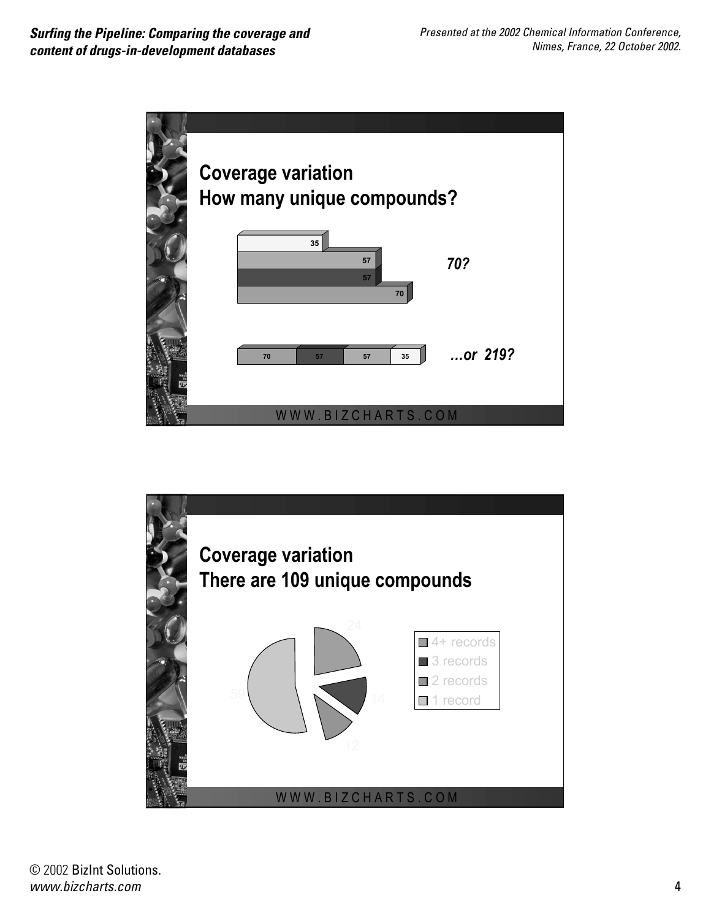## Coverage variation
## How many unique compounds?

35

57

57

70

*70?*

70 | 57 | 57 | 35

*…or 219?*

WWW.BIZCHARTS.COM

## Coverage variation
## There are 109 unique compounds

24

14

12

59

- 4+ records
- 3 records
- 2 records
- 1 record

WWW.BIZCHARTS.COM

© 2002 BizInt Solutions.
*www.bizcharts.com*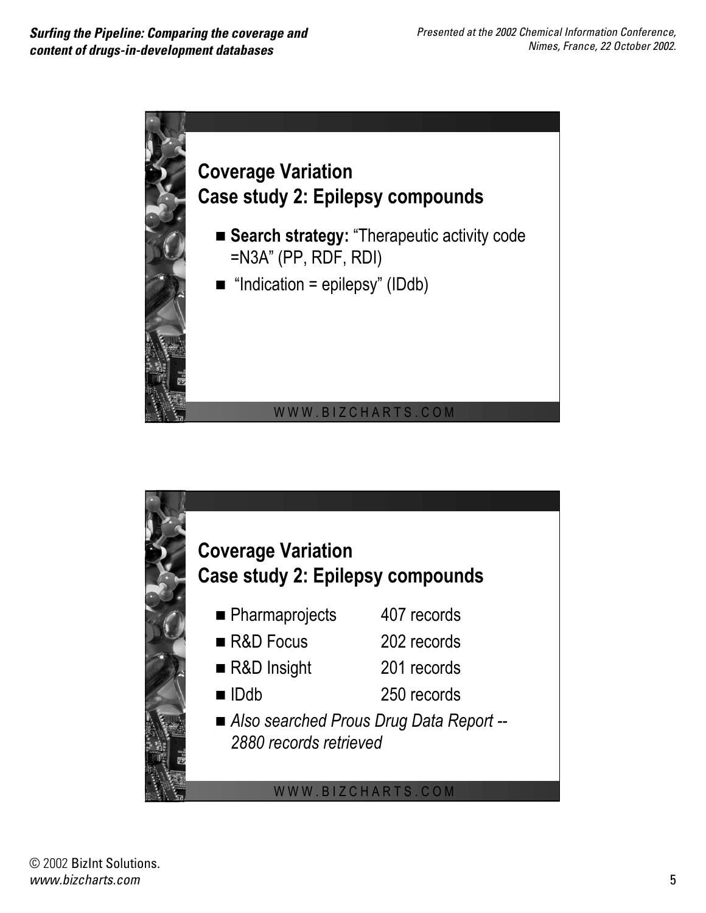## Coverage Variation
## Case study 2: Epilepsy compounds

- **Search strategy:** "Therapeutic activity code =N3A" (PP, RDF, RDI)
- "Indication = epilepsy" (IDdb)

WWW.BIZCHARTS.COM

## Coverage Variation
## Case study 2: Epilepsy compounds

- Pharmaprojects 407 records
- R&D Focus 202 records
- R&D Insight 201 records
- IDdb 250 records
- *Also searched Prous Drug Data Report -- 2880 records retrieved*

WWW.BIZCHARTS.COM

© 2002 BizInt Solutions.
*www.bizcharts.com*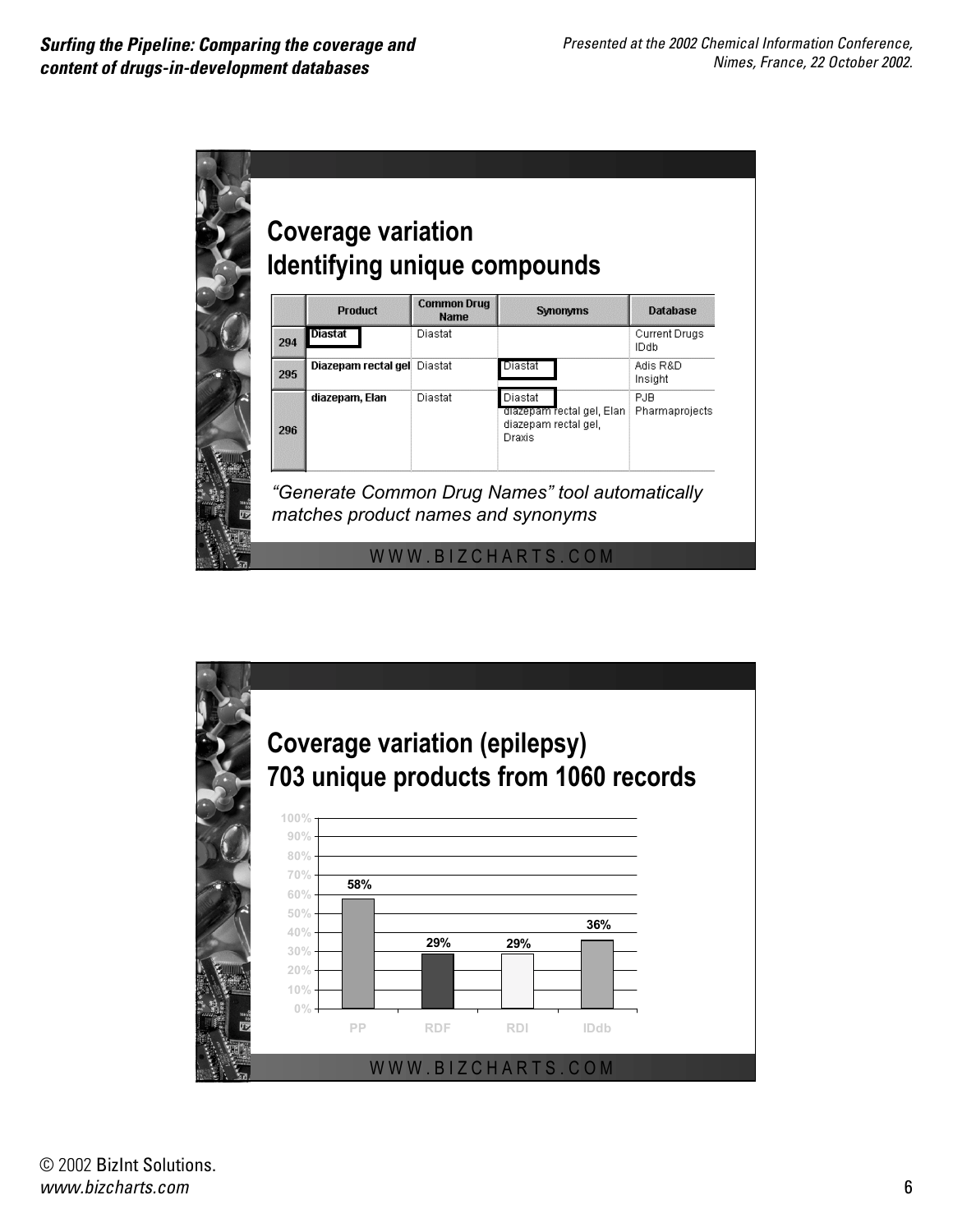## Coverage variation
## Identifying unique compounds

| | Product | Common Drug Name | Synonyms | Database |
|---|---|---|---|---|
| 294 | Diastat | Diastat | | Current Drugs IDdb |
| 295 | Diazepam rectal gel | Diastat | Diastat | Adis R&D Insight |
| 296 | diazepam, Elan | Diastat | Diastat diazepam rectal gel, Elan diazepam rectal gel, Draxis | PJB Pharmaprojects |

*"Generate Common Drug Names" tool automatically matches product names and synonyms*

WWW.BIZCHARTS.COM

## Coverage variation (epilepsy)
## 703 unique products from 1060 records

| Database | Coverage |
|---|---|
| PP | 58% |
| RDF | 29% |
| RDI | 29% |
| IDdb | 36% |

WWW.BIZCHARTS.COM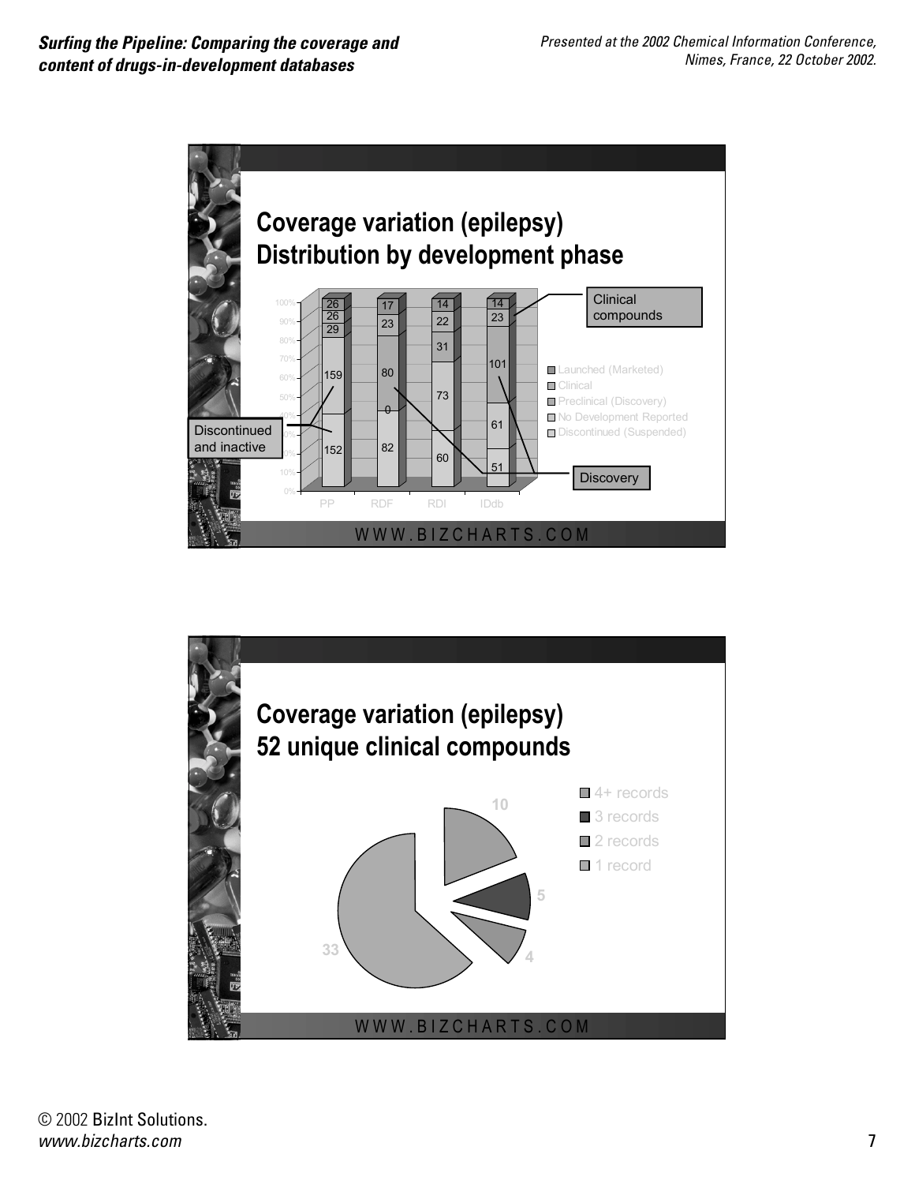## Coverage variation (epilepsy) Distribution by development phase

| | PP | RDF | RDI | IDdb |
|---|---|---|---|---|
| Launched (Marketed) | 26 | 17 | 14 | 14 |
| Clinical | 26 | 23 | 22 | 23 |
| Preclinical (Discovery) | 29 | 80 | 31 | 101 |
| No Development Reported | 159 | 0 | 73 | 61 |
| Discontinued (Suspended) | 152 | 82 | 60 | 51 |

Clinical compounds

Discontinued and inactive

Discovery

WWW.BIZCHARTS.COM

## Coverage variation (epilepsy) 52 unique clinical compounds

| Records | Compounds |
|---|---|
| 4+ records | 10 |
| 3 records | 5 |
| 2 records | 4 |
| 1 record | 33 |

WWW.BIZCHARTS.COM

© 2002 BizInt Solutions.
*www.bizcharts.com*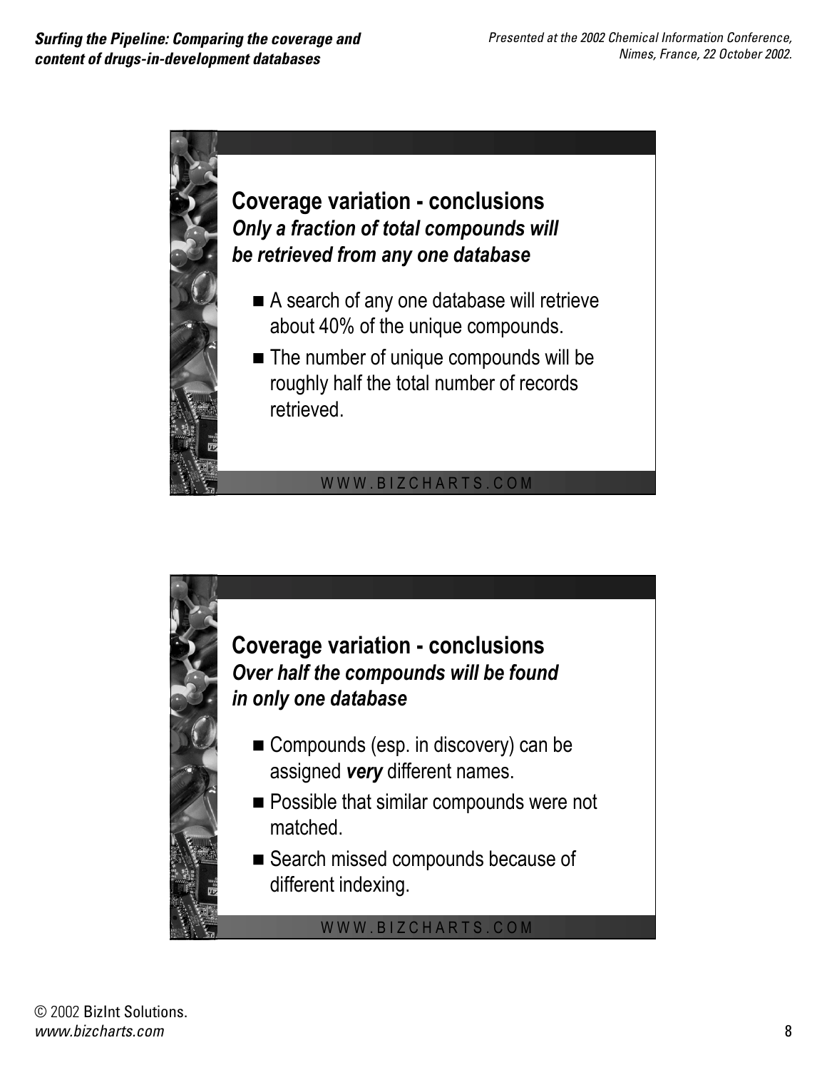## Coverage variation - conclusions

***Only a fraction of total compounds will be retrieved from any one database***

- A search of any one database will retrieve about 40% of the unique compounds.
- The number of unique compounds will be roughly half the total number of records retrieved.

WWW.BIZCHARTS.COM

## Coverage variation - conclusions

***Over half the compounds will be found in only one database***

- Compounds (esp. in discovery) can be assigned ***very*** different names.
- Possible that similar compounds were not matched.
- Search missed compounds because of different indexing.

WWW.BIZCHARTS.COM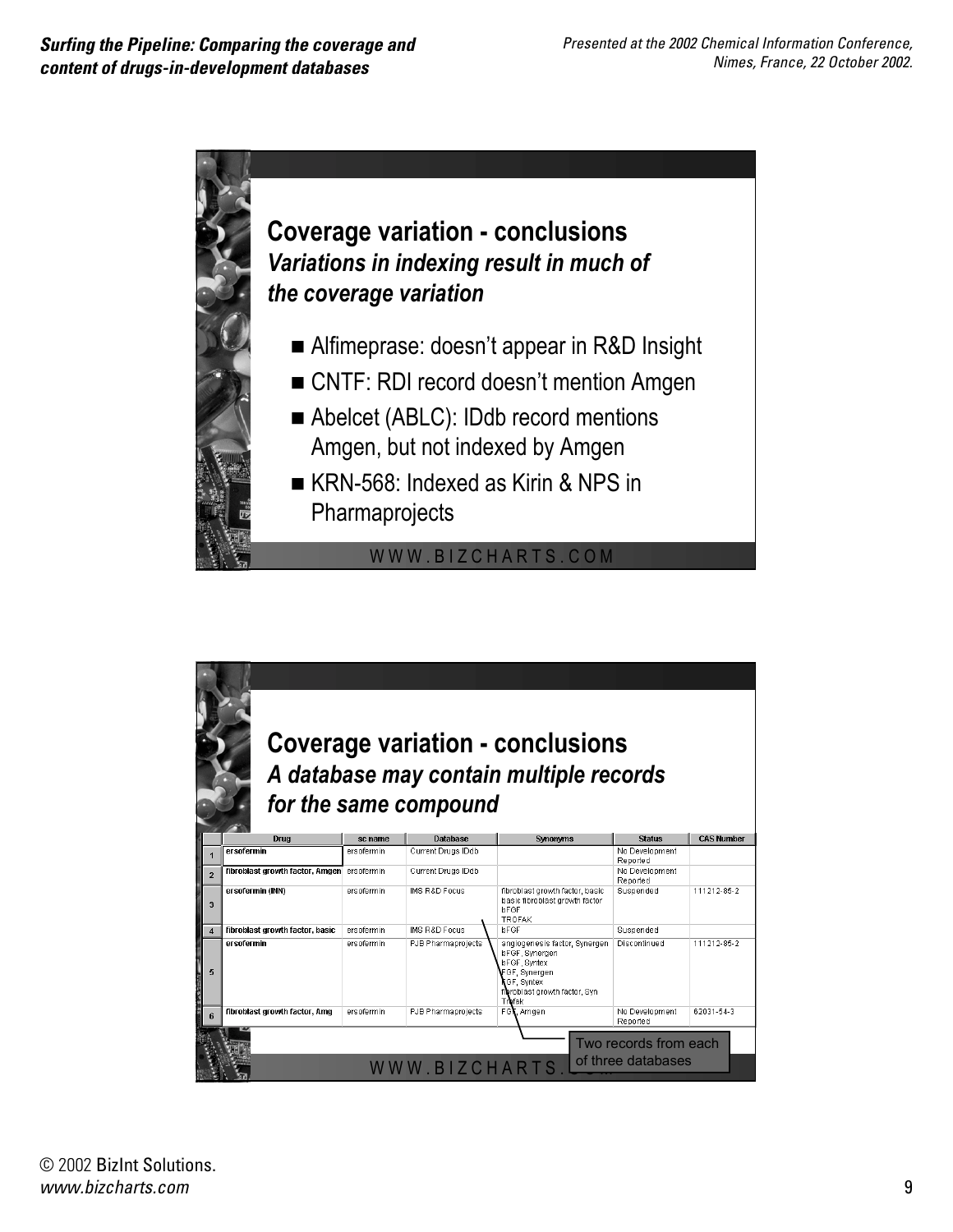## Coverage variation - conclusions

### *Variations in indexing result in much of the coverage variation*

- Alfimeprase: doesn't appear in R&D Insight
- CNTF: RDI record doesn't mention Amgen
- Abelcet (ABLC): IDdb record mentions Amgen, but not indexed by Amgen
- KRN-568: Indexed as Kirin & NPS in Pharmaprojects

WWW.BIZCHARTS.COM

## Coverage variation - conclusions

### *A database may contain multiple records for the same compound*

| | Drug | sc name | Database | Synonyms | Status | CAS Number |
|---|---|---|---|---|---|---|
| 1 | **ersofermin** | ersofermin | Current Drugs IDdb | | No Development Reported | |
| 2 | **fibroblast growth factor, Amgen** | ersofermin | Current Drugs IDdb | | No Development Reported | |
| 3 | **ersofermin (INN)** | ersofermin | IMS R&D Focus | fibroblast growth factor, basic<br>basic fibroblast growth factor<br>bFGF<br>TROFAK | Suspended | 111212-85-2 |
| 4 | **fibroblast growth factor, basic** | ersofermin | IMS R&D Focus | bFGF | Suspended | |
| 5 | **ersofermin** | ersofermin | PJB Pharmaprojects | angiogenesis factor, Synergen<br>bFGF, Synergen<br>bFGF, Syntex<br>FGF, Synergen<br>FGF, Syntex<br>fibroblast growth factor, Syn<br>Trofak | Discontinued | 111212-85-2 |
| 6 | **fibroblast growth factor, Amg** | ersofermin | PJB Pharmaprojects | FGF, Amgen | No Development Reported | 62031-54-3 |

Two records from each of three databases

WWW.BIZCHARTS.COM

© 2002 BizInt Solutions.
*www.bizcharts.com*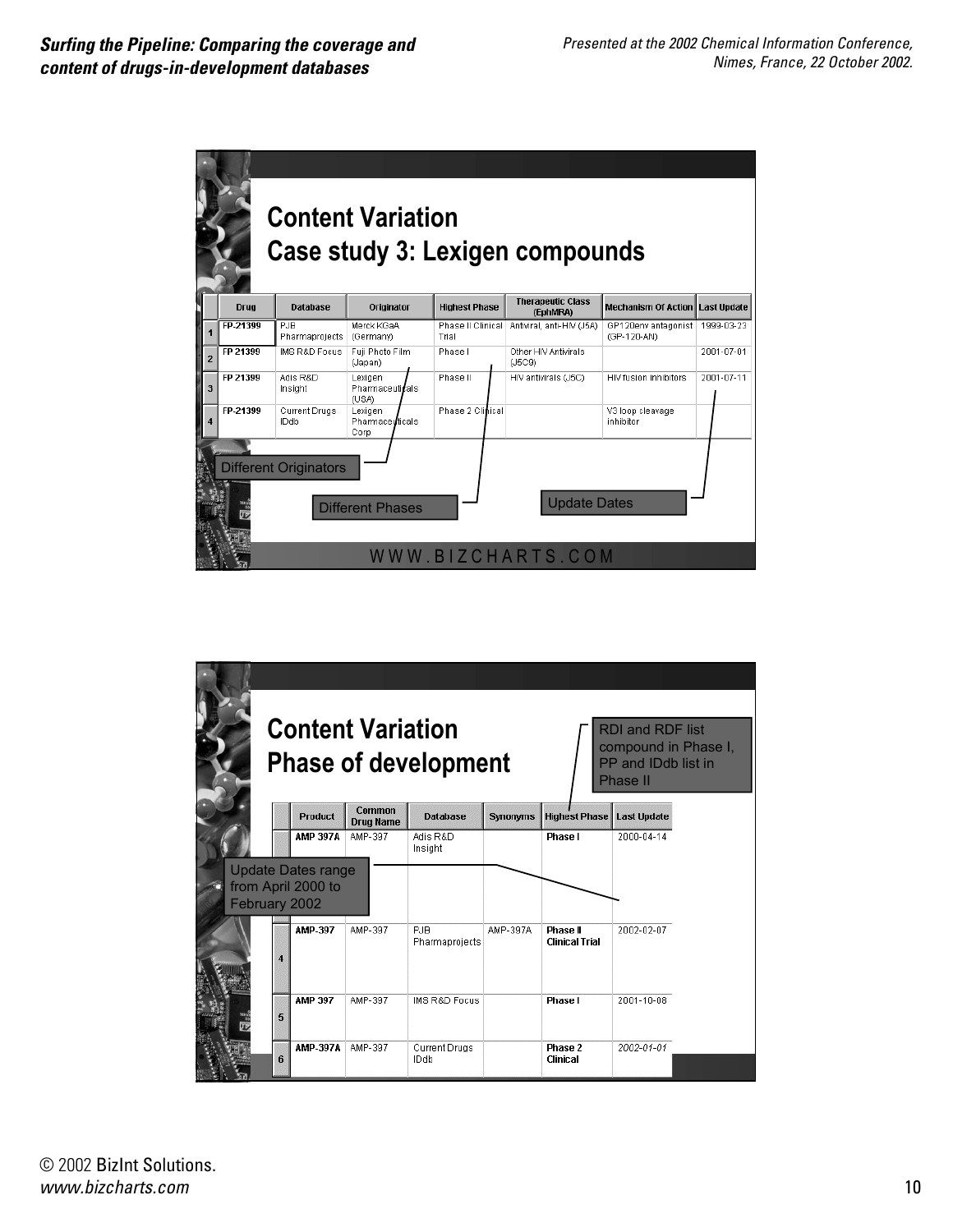## Content Variation
## Case study 3: Lexigen compounds

| | Drug | Database | Originator | Highest Phase | Therapeutic Class (EphMRA) | Mechanism Of Action | Last Update |
|---|---|---|---|---|---|---|---|
| 1 | FP-21399 | PJB Pharmaprojects | Merck KGaA (Germany) | Phase II Clinical Trial | Antiviral, anti-HIV (J5A) | GP120env antagonist (GP-120-AN) | 1999-03-23 |
| 2 | FP 21399 | IMS R&D Focus | Fuji Photo Film (Japan) | Phase I | Other HIV Antivirals (J5C9) | | 2001-07-01 |
| 3 | FP 21399 | Adis R&D Insight | Lexigen Pharmaceuticals (USA) | Phase II | HIV antivirals (J5C) | HIV fusion inhibitors | 2001-07-11 |
| 4 | FP-21399 | Current Drugs IDdb | Lexigen Pharmaceuticals Corp | Phase 2 Clinical | | V3 loop cleavage inhibitor | |

Different Originators

Different Phases

Update Dates

WWW.BIZCHARTS.COM

## Content Variation
## Phase of development

RDI and RDF list compound in Phase I, PP and IDdb list in Phase II

| | Product | Common Drug Name | Database | Synonyms | Highest Phase | Last Update |
|---|---|---|---|---|---|---|
| | AMP 397A | AMP-397 | Adis R&D Insight | | Phase I | 2000-04-14 |
| 4 | AMP-397 | AMP-397 | PJB Pharmaprojects | AMP-397A | Phase II Clinical Trial | 2002-02-07 |
| 5 | AMP 397 | AMP-397 | IMS R&D Focus | | Phase I | 2001-10-08 |
| 6 | AMP-397A | AMP-397 | Current Drugs IDdb | | Phase 2 Clinical | 2002-01-01 |

Update Dates range from April 2000 to February 2002

© 2002 BizInt Solutions.
*www.bizcharts.com*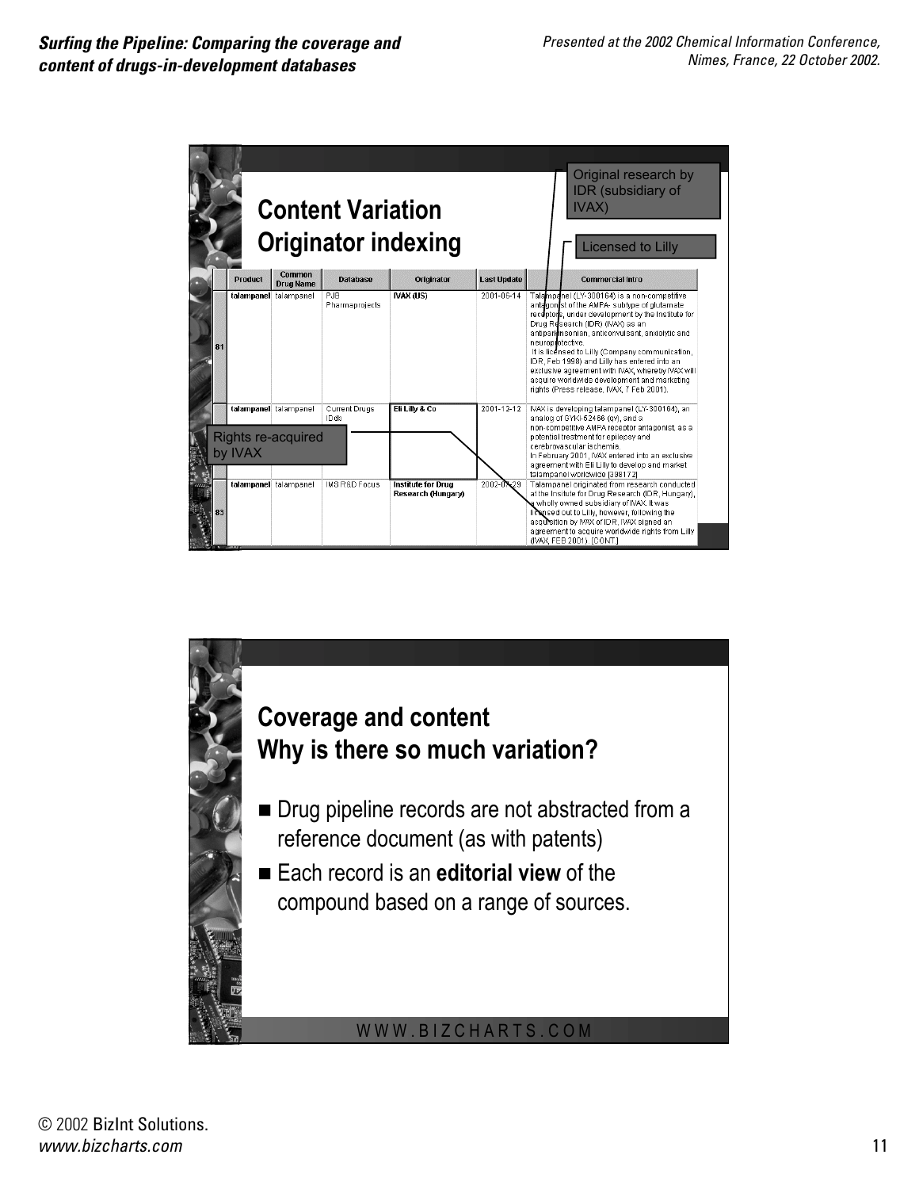## Content Variation
## Originator indexing

|  | Product | Common Drug Name | Database | Originator | Last Update | Commercial Intro |
|---|---|---|---|---|---|---|
| 81 | talampanel | talampanel | PJB Pharmaprojects | IVAX (US) | 2001-06-14 | Talampanel (LY-300164) is a non-competitive antagonist of the AMPA- subtype of glutamate receptors, under development by the Institute for Drug Research (IDR) (IVAX) as an antiparkinsonian, anticonvulsant, anxiolytic and neuroprotective. It is licensed to Lilly (Company communication, IDR, Feb 1998) and Lilly has entered into an exclusive agreement with IVAX, whereby IVAX will acquire worldwide development and marketing rights (Press release, IVAX, 7 Feb 2001). |
|  | talampanel | talampanel | Current Drugs IDdb | Eli Lilly & Co | 2001-12-12 | IVAX is developing talampanel (LY-300164), an analog of GYKI-52466 (qv), and a non-competitive AMPA receptor antagonist, as a potential treatment for epilepsy and cerebrovascular ischemia. In February 2001, IVAX entered into an exclusive agreement with Eli Lilly to develop and market talampanel worldwide [398172] |
| 83 | talampanel | talampanel | IMS R&D Focus | Institute for Drug Research (Hungary) | 2002-07-29 | Talampanel originated from research conducted at the Insitute for Drug Research (IDR, Hungary), a wholly owned subsidiary of IVAX. It was licensed out to Lilly, however, following the acquisition by IVAX of IDR, IVAX signed an agreement to acquire worldwide rights from Lilly (IVAX, FEB 2001). [CONT] |

Original research by IDR (subsidiary of IVAX)

Licensed to Lilly

Rights re-acquired by IVAX

## Coverage and content
## Why is there so much variation?

- Drug pipeline records are not abstracted from a reference document (as with patents)
- Each record is an **editorial view** of the compound based on a range of sources.

WWW.BIZCHARTS.COM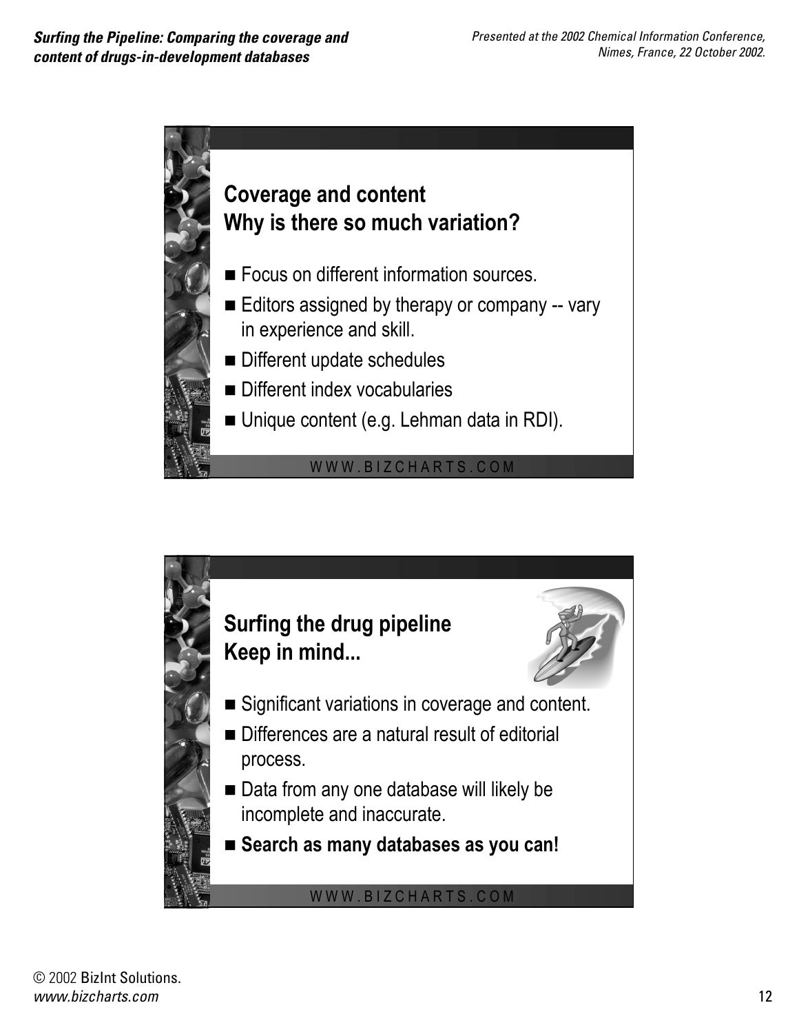## Coverage and content
## Why is there so much variation?

- Focus on different information sources.
- Editors assigned by therapy or company -- vary in experience and skill.
- Different update schedules
- Different index vocabularies
- Unique content (e.g. Lehman data in RDI).

WWW.BIZCHARTS.COM

## Surfing the drug pipeline
## Keep in mind...

- Significant variations in coverage and content.
- Differences are a natural result of editorial process.
- Data from any one database will likely be incomplete and inaccurate.
- **Search as many databases as you can!**

WWW.BIZCHARTS.COM

© 2002 BizInt Solutions.
*www.bizcharts.com*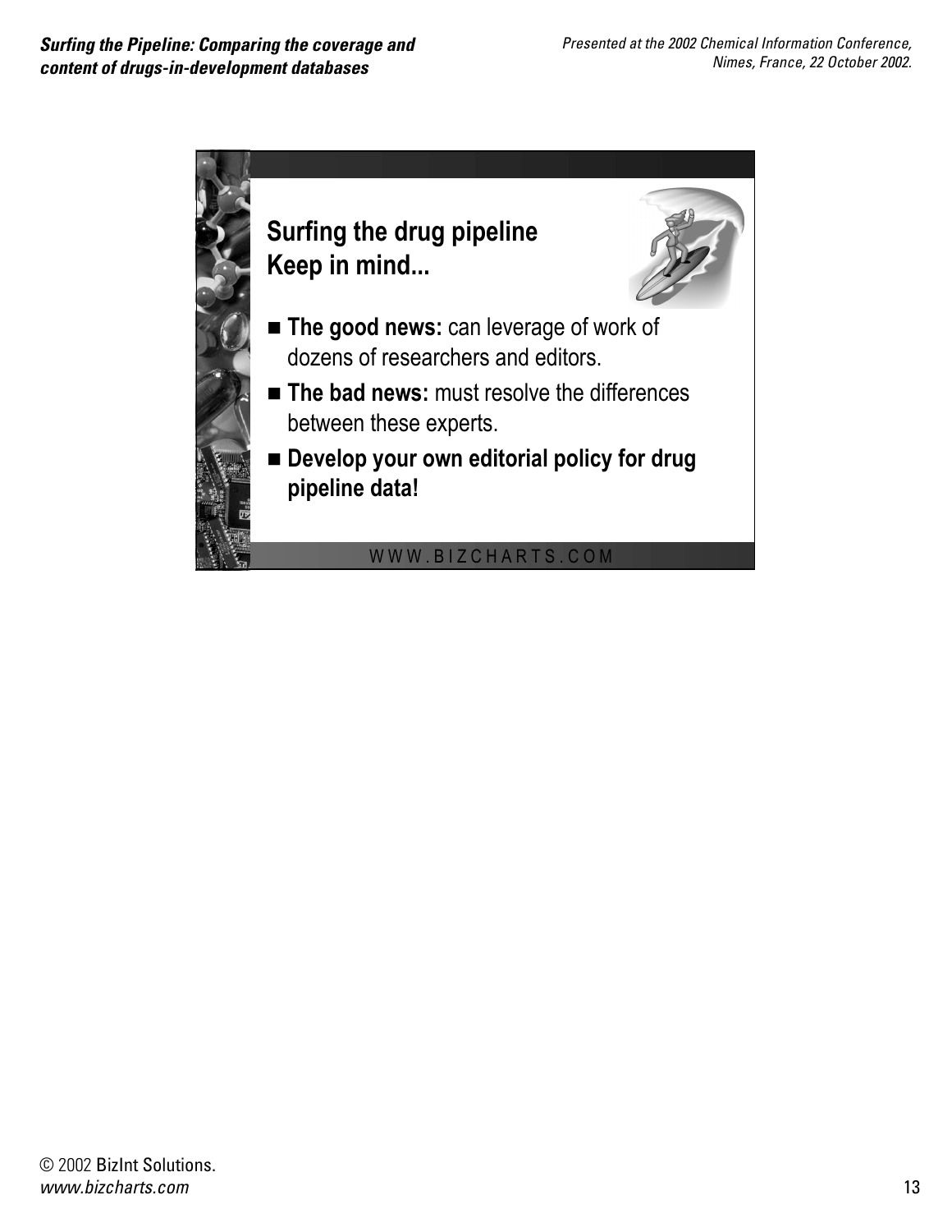## Surfing the drug pipeline
## Keep in mind...

- **The good news:** can leverage of work of dozens of researchers and editors.
- **The bad news:** must resolve the differences between these experts.
- **Develop your own editorial policy for drug pipeline data!**

WWW.BIZCHARTS.COM

© 2002 BizInt Solutions.
*www.bizcharts.com*